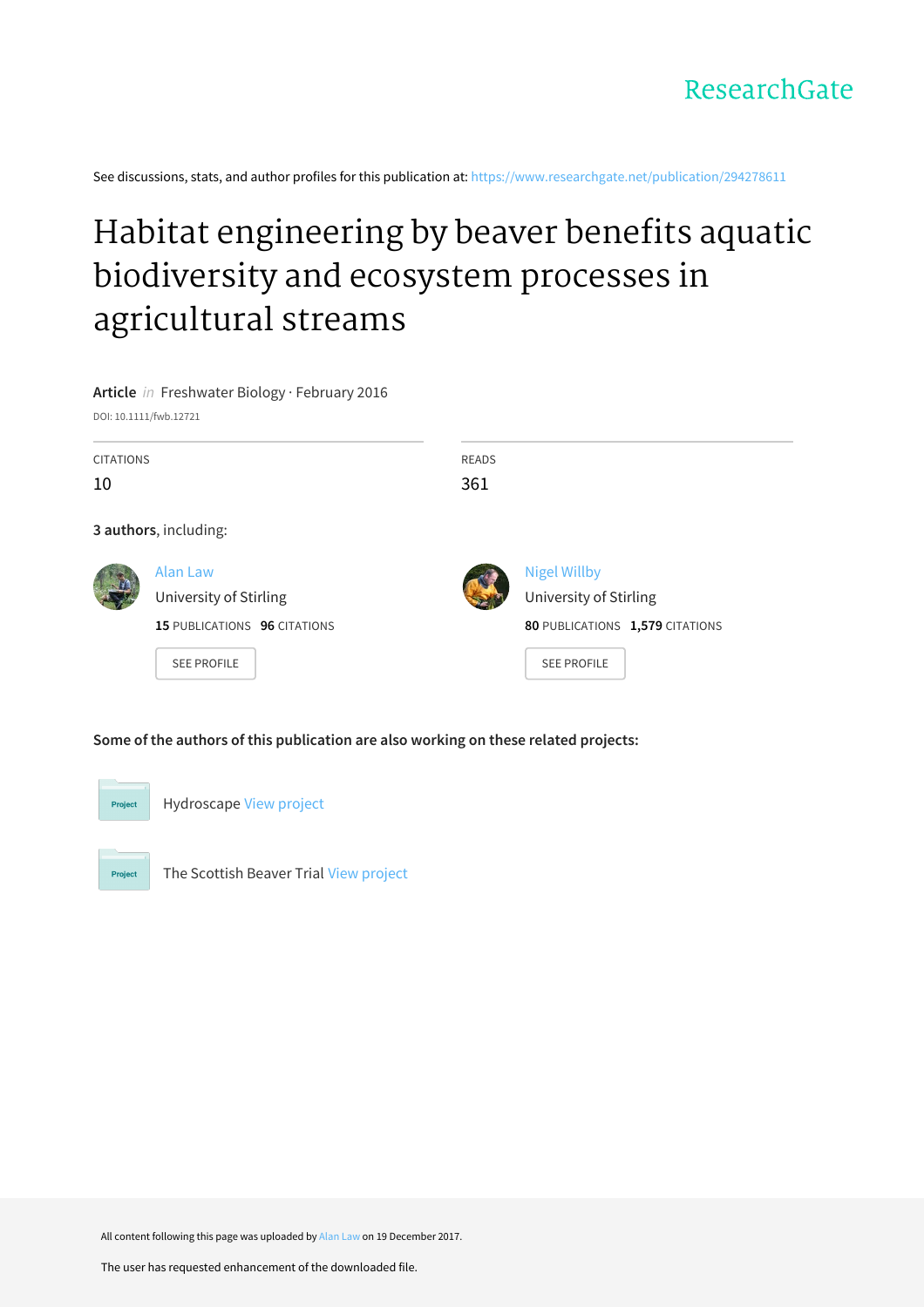ResearchGate

See discussions, stats, and author profiles for this publication at: https://www.researchgate.net/publication/294278611

# Habitat engineering by beaver benefits aquatic biodiversity and ecosystem processes in agricultural streams

**Article** *in* Freshwater Biology · February 2016

DOI: 10.1111/fwb.12721

| CITATIONS | READS |
|---|---|
| 10 | 361 |

**3 authors**, including:

Alan Law
University of Stirling
**15** PUBLICATIONS **96** CITATIONS
SEE PROFILE

Nigel Willby
University of Stirling
**80** PUBLICATIONS **1,579** CITATIONS
SEE PROFILE

**Some of the authors of this publication are also working on these related projects:**

Project: Hydroscape View project

Project: The Scottish Beaver Trial View project

All content following this page was uploaded by Alan Law on 19 December 2017.

The user has requested enhancement of the downloaded file.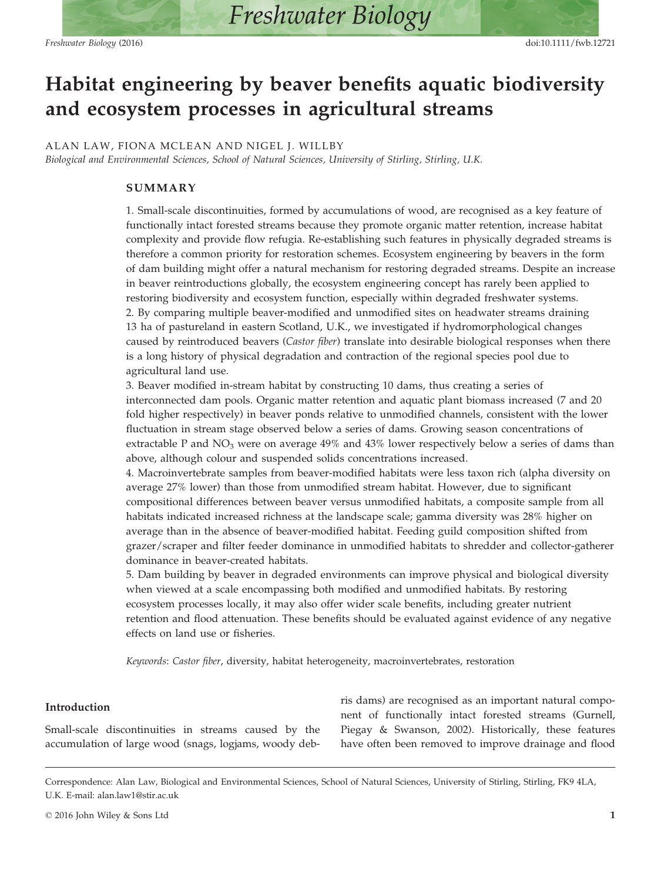# Habitat engineering by beaver benefits aquatic biodiversity and ecosystem processes in agricultural streams

ALAN LAW, FIONA MCLEAN AND NIGEL J. WILLBY

*Biological and Environmental Sciences, School of Natural Sciences, University of Stirling, Stirling, U.K.*

## SUMMARY

1. Small-scale discontinuities, formed by accumulations of wood, are recognised as a key feature of functionally intact forested streams because they promote organic matter retention, increase habitat complexity and provide flow refugia. Re-establishing such features in physically degraded streams is therefore a common priority for restoration schemes. Ecosystem engineering by beavers in the form of dam building might offer a natural mechanism for restoring degraded streams. Despite an increase in beaver reintroductions globally, the ecosystem engineering concept has rarely been applied to restoring biodiversity and ecosystem function, especially within degraded freshwater systems.
2. By comparing multiple beaver-modified and unmodified sites on headwater streams draining 13 ha of pastureland in eastern Scotland, U.K., we investigated if hydromorphological changes caused by reintroduced beavers (*Castor fiber*) translate into desirable biological responses when there is a long history of physical degradation and contraction of the regional species pool due to agricultural land use.
3. Beaver modified in-stream habitat by constructing 10 dams, thus creating a series of interconnected dam pools. Organic matter retention and aquatic plant biomass increased (7 and 20 fold higher respectively) in beaver ponds relative to unmodified channels, consistent with the lower fluctuation in stream stage observed below a series of dams. Growing season concentrations of extractable P and $NO_3$ were on average 49% and 43% lower respectively below a series of dams than above, although colour and suspended solids concentrations increased.
4. Macroinvertebrate samples from beaver-modified habitats were less taxon rich (alpha diversity on average 27% lower) than those from unmodified stream habitat. However, due to significant compositional differences between beaver versus unmodified habitats, a composite sample from all habitats indicated increased richness at the landscape scale; gamma diversity was 28% higher on average than in the absence of beaver-modified habitat. Feeding guild composition shifted from grazer/scraper and filter feeder dominance in unmodified habitats to shredder and collector-gatherer dominance in beaver-created habitats.
5. Dam building by beaver in degraded environments can improve physical and biological diversity when viewed at a scale encompassing both modified and unmodified habitats. By restoring ecosystem processes locally, it may also offer wider scale benefits, including greater nutrient retention and flood attenuation. These benefits should be evaluated against evidence of any negative effects on land use or fisheries.

*Keywords*: *Castor fiber*, diversity, habitat heterogeneity, macroinvertebrates, restoration

## Introduction

Small-scale discontinuities in streams caused by the accumulation of large wood (snags, logjams, woody debris dams) are recognised as an important natural component of functionally intact forested streams (Gurnell, Piegay & Swanson, 2002). Historically, these features have often been removed to improve drainage and flood

Correspondence: Alan Law, Biological and Environmental Sciences, School of Natural Sciences, University of Stirling, Stirling, FK9 4LA, U.K. E-mail: alan.law1@stir.ac.uk

© 2016 John Wiley & Sons Ltd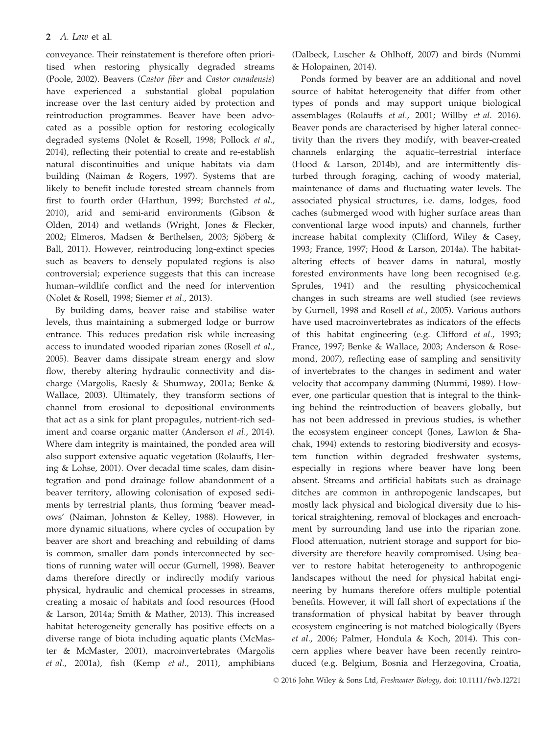conveyance. Their reinstatement is therefore often prioritised when restoring physically degraded streams (Poole, 2002). Beavers (*Castor fiber* and *Castor canadensis*) have experienced a substantial global population increase over the last century aided by protection and reintroduction programmes. Beaver have been advocated as a possible option for restoring ecologically degraded systems (Nolet & Rosell, 1998; Pollock *et al.*, 2014), reflecting their potential to create and re-establish natural discontinuities and unique habitats via dam building (Naiman & Rogers, 1997). Systems that are likely to benefit include forested stream channels from first to fourth order (Harthun, 1999; Burchsted *et al.*, 2010), arid and semi-arid environments (Gibson & Olden, 2014) and wetlands (Wright, Jones & Flecker, 2002; Elmeros, Madsen & Berthelsen, 2003; Sjöberg & Ball, 2011). However, reintroducing long-extinct species such as beavers to densely populated regions is also controversial; experience suggests that this can increase human–wildlife conflict and the need for intervention (Nolet & Rosell, 1998; Siemer *et al.*, 2013).

By building dams, beaver raise and stabilise water levels, thus maintaining a submerged lodge or burrow entrance. This reduces predation risk while increasing access to inundated wooded riparian zones (Rosell *et al.*, 2005). Beaver dams dissipate stream energy and slow flow, thereby altering hydraulic connectivity and discharge (Margolis, Raesly & Shumway, 2001a; Benke & Wallace, 2003). Ultimately, they transform sections of channel from erosional to depositional environments that act as a sink for plant propagules, nutrient-rich sediment and coarse organic matter (Anderson *et al.*, 2014). Where dam integrity is maintained, the ponded area will also support extensive aquatic vegetation (Rolauffs, Hering & Lohse, 2001). Over decadal time scales, dam disintegration and pond drainage follow abandonment of a beaver territory, allowing colonisation of exposed sediments by terrestrial plants, thus forming 'beaver meadows' (Naiman, Johnston & Kelley, 1988). However, in more dynamic situations, where cycles of occupation by beaver are short and breaching and rebuilding of dams is common, smaller dam ponds interconnected by sections of running water will occur (Gurnell, 1998). Beaver dams therefore directly or indirectly modify various physical, hydraulic and chemical processes in streams, creating a mosaic of habitats and food resources (Hood & Larson, 2014a; Smith & Mather, 2013). This increased habitat heterogeneity generally has positive effects on a diverse range of biota including aquatic plants (McMaster & McMaster, 2001), macroinvertebrates (Margolis *et al.*, 2001a), fish (Kemp *et al.*, 2011), amphibians (Dalbeck, Luscher & Ohlhoff, 2007) and birds (Nummi & Holopainen, 2014).

Ponds formed by beaver are an additional and novel source of habitat heterogeneity that differ from other types of ponds and may support unique biological assemblages (Rolauffs *et al.*, 2001; Willby *et al.* 2016). Beaver ponds are characterised by higher lateral connectivity than the rivers they modify, with beaver-created channels enlarging the aquatic–terrestrial interface (Hood & Larson, 2014b), and are intermittently disturbed through foraging, caching of woody material, maintenance of dams and fluctuating water levels. The associated physical structures, i.e. dams, lodges, food caches (submerged wood with higher surface areas than conventional large wood inputs) and channels, further increase habitat complexity (Clifford, Wiley & Casey, 1993; France, 1997; Hood & Larson, 2014a). The habitat-altering effects of beaver dams in natural, mostly forested environments have long been recognised (e.g. Sprules, 1941) and the resulting physicochemical changes in such streams are well studied (see reviews by Gurnell, 1998 and Rosell *et al.*, 2005). Various authors have used macroinvertebrates as indicators of the effects of this habitat engineering (e.g. Clifford *et al.*, 1993; France, 1997; Benke & Wallace, 2003; Anderson & Rosemond, 2007), reflecting ease of sampling and sensitivity of invertebrates to the changes in sediment and water velocity that accompany damming (Nummi, 1989). However, one particular question that is integral to the thinking behind the reintroduction of beavers globally, but has not been addressed in previous studies, is whether the ecosystem engineer concept (Jones, Lawton & Shachak, 1994) extends to restoring biodiversity and ecosystem function within degraded freshwater systems, especially in regions where beaver have long been absent. Streams and artificial habitats such as drainage ditches are common in anthropogenic landscapes, but mostly lack physical and biological diversity due to historical straightening, removal of blockages and encroachment by surrounding land use into the riparian zone. Flood attenuation, nutrient storage and support for biodiversity are therefore heavily compromised. Using beaver to restore habitat heterogeneity to anthropogenic landscapes without the need for physical habitat engineering by humans therefore offers multiple potential benefits. However, it will fall short of expectations if the transformation of physical habitat by beaver through ecosystem engineering is not matched biologically (Byers *et al.*, 2006; Palmer, Hondula & Koch, 2014). This concern applies where beaver have been recently reintroduced (e.g. Belgium, Bosnia and Herzegovina, Croatia,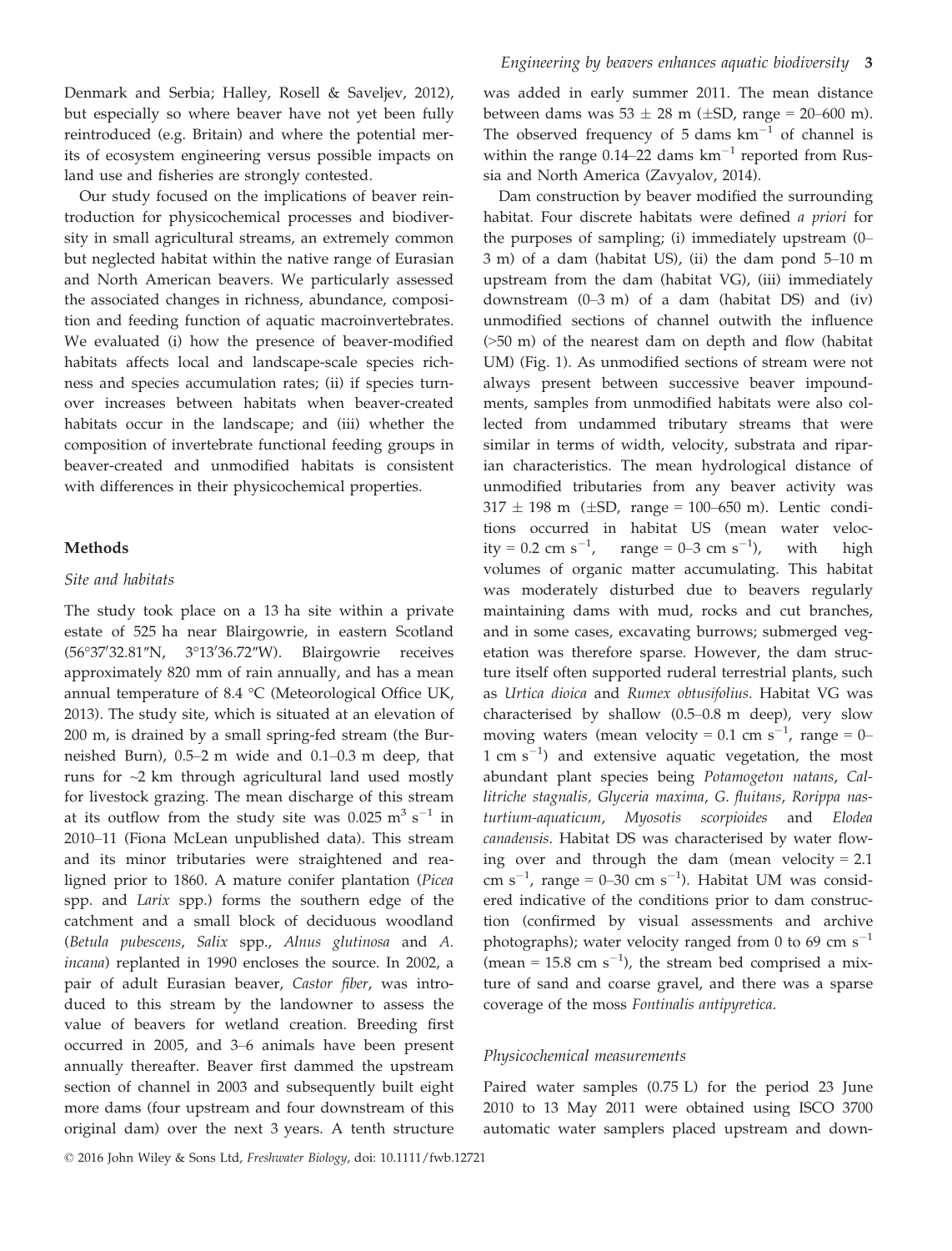Denmark and Serbia; Halley, Rosell & Saveljev, 2012), but especially so where beaver have not yet been fully reintroduced (e.g. Britain) and where the potential merits of ecosystem engineering versus possible impacts on land use and fisheries are strongly contested.

Our study focused on the implications of beaver reintroduction for physicochemical processes and biodiversity in small agricultural streams, an extremely common but neglected habitat within the native range of Eurasian and North American beavers. We particularly assessed the associated changes in richness, abundance, composition and feeding function of aquatic macroinvertebrates. We evaluated (i) how the presence of beaver-modified habitats affects local and landscape-scale species richness and species accumulation rates; (ii) if species turnover increases between habitats when beaver-created habitats occur in the landscape; and (iii) whether the composition of invertebrate functional feeding groups in beaver-created and unmodified habitats is consistent with differences in their physicochemical properties.

## Methods

### Site and habitats

The study took place on a 13 ha site within a private estate of 525 ha near Blairgowrie, in eastern Scotland (56°37′32.81″N, 3°13′36.72″W). Blairgowrie receives approximately 820 mm of rain annually, and has a mean annual temperature of 8.4 °C (Meteorological Office UK, 2013). The study site, which is situated at an elevation of 200 m, is drained by a small spring-fed stream (the Burneished Burn), 0.5–2 m wide and 0.1–0.3 m deep, that runs for ~2 km through agricultural land used mostly for livestock grazing. The mean discharge of this stream at its outflow from the study site was 0.025 $m^3$ $s^{-1}$ in 2010–11 (Fiona McLean unpublished data). This stream and its minor tributaries were straightened and realigned prior to 1860. A mature conifer plantation (*Picea* spp. and *Larix* spp.) forms the southern edge of the catchment and a small block of deciduous woodland (*Betula pubescens*, *Salix* spp., *Alnus glutinosa* and *A. incana*) replanted in 1990 encloses the source. In 2002, a pair of adult Eurasian beaver, *Castor fiber*, was introduced to this stream by the landowner to assess the value of beavers for wetland creation. Breeding first occurred in 2005, and 3–6 animals have been present annually thereafter. Beaver first dammed the upstream section of channel in 2003 and subsequently built eight more dams (four upstream and four downstream of this original dam) over the next 3 years. A tenth structure was added in early summer 2011. The mean distance between dams was 53 ± 28 m (±SD, range = 20–600 m). The observed frequency of 5 dams $km^{-1}$ of channel is within the range 0.14–22 dams $km^{-1}$ reported from Russia and North America (Zavyalov, 2014).

Dam construction by beaver modified the surrounding habitat. Four discrete habitats were defined *a priori* for the purposes of sampling; (i) immediately upstream (0–3 m) of a dam (habitat US), (ii) the dam pond 5–10 m upstream from the dam (habitat VG), (iii) immediately downstream (0–3 m) of a dam (habitat DS) and (iv) unmodified sections of channel outwith the influence (>50 m) of the nearest dam on depth and flow (habitat UM) (Fig. 1). As unmodified sections of stream were not always present between successive beaver impoundments, samples from unmodified habitats were also collected from undammed tributary streams that were similar in terms of width, velocity, substrata and riparian characteristics. The mean hydrological distance of unmodified tributaries from any beaver activity was 317 ± 198 m (±SD, range = 100–650 m). Lentic conditions occurred in habitat US (mean water velocity = 0.2 cm $s^{-1}$, range = 0–3 cm $s^{-1}$), with high volumes of organic matter accumulating. This habitat was moderately disturbed due to beavers regularly maintaining dams with mud, rocks and cut branches, and in some cases, excavating burrows; submerged vegetation was therefore sparse. However, the dam structure itself often supported ruderal terrestrial plants, such as *Urtica dioica* and *Rumex obtusifolius*. Habitat VG was characterised by shallow (0.5–0.8 m deep), very slow moving waters (mean velocity = 0.1 cm $s^{-1}$, range = 0–1 cm $s^{-1}$) and extensive aquatic vegetation, the most abundant plant species being *Potamogeton natans*, *Callitriche stagnalis, Glyceria maxima*, *G. fluitans*, *Rorippa nasturtium-aquaticum*, *Myosotis scorpioides* and *Elodea canadensis*. Habitat DS was characterised by water flowing over and through the dam (mean velocity = 2.1 cm $s^{-1}$, range = 0–30 cm $s^{-1}$). Habitat UM was considered indicative of the conditions prior to dam construction (confirmed by visual assessments and archive photographs); water velocity ranged from 0 to 69 cm $s^{-1}$ (mean = 15.8 cm $s^{-1}$), the stream bed comprised a mixture of sand and coarse gravel, and there was a sparse coverage of the moss *Fontinalis antipyretica*.

### Physicochemical measurements

Paired water samples (0.75 L) for the period 23 June 2010 to 13 May 2011 were obtained using ISCO 3700 automatic water samplers placed upstream and down-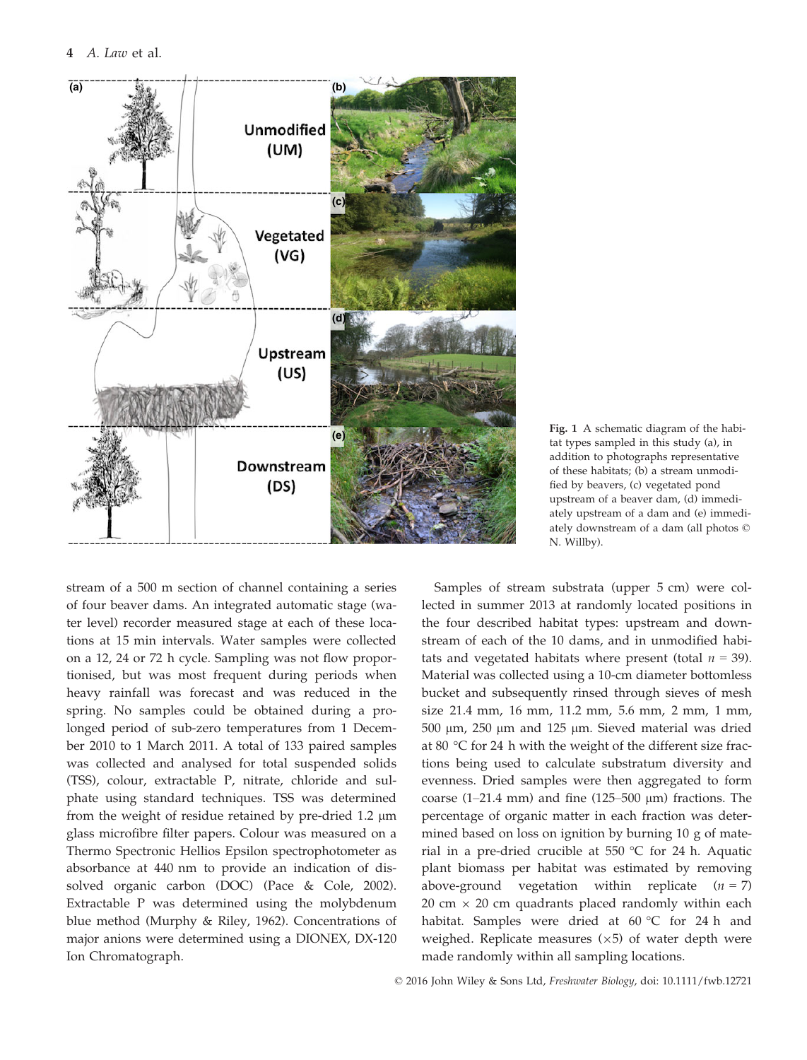Fig. 1 A schematic diagram of the habitat types sampled in this study (a), in addition to photographs representative of these habitats; (b) a stream unmodified by beavers, (c) vegetated pond upstream of a beaver dam, (d) immediately upstream of a dam and (e) immediately downstream of a dam (all photos © N. Willby).

stream of a 500 m section of channel containing a series of four beaver dams. An integrated automatic stage (water level) recorder measured stage at each of these locations at 15 min intervals. Water samples were collected on a 12, 24 or 72 h cycle. Sampling was not flow proportionised, but was most frequent during periods when heavy rainfall was forecast and was reduced in the spring. No samples could be obtained during a prolonged period of sub-zero temperatures from 1 December 2010 to 1 March 2011. A total of 133 paired samples was collected and analysed for total suspended solids (TSS), colour, extractable P, nitrate, chloride and sulphate using standard techniques. TSS was determined from the weight of residue retained by pre-dried 1.2 μm glass microfibre filter papers. Colour was measured on a Thermo Spectronic Hellios Epsilon spectrophotometer as absorbance at 440 nm to provide an indication of dissolved organic carbon (DOC) (Pace & Cole, 2002). Extractable P was determined using the molybdenum blue method (Murphy & Riley, 1962). Concentrations of major anions were determined using a DIONEX, DX-120 Ion Chromatograph.

Samples of stream substrata (upper 5 cm) were collected in summer 2013 at randomly located positions in the four described habitat types: upstream and downstream of each of the 10 dams, and in unmodified habitats and vegetated habitats where present (total $n = 39$). Material was collected using a 10-cm diameter bottomless bucket and subsequently rinsed through sieves of mesh size 21.4 mm, 16 mm, 11.2 mm, 5.6 mm, 2 mm, 1 mm, 500 μm, 250 μm and 125 μm. Sieved material was dried at 80 °C for 24 h with the weight of the different size fractions being used to calculate substratum diversity and evenness. Dried samples were then aggregated to form coarse (1–21.4 mm) and fine (125–500 μm) fractions. The percentage of organic matter in each fraction was determined based on loss on ignition by burning 10 g of material in a pre-dried crucible at 550 °C for 24 h. Aquatic plant biomass per habitat was estimated by removing above-ground vegetation within replicate ($n = 7$) 20 cm × 20 cm quadrants placed randomly within each habitat. Samples were dried at 60 °C for 24 h and weighed. Replicate measures (×5) of water depth were made randomly within all sampling locations.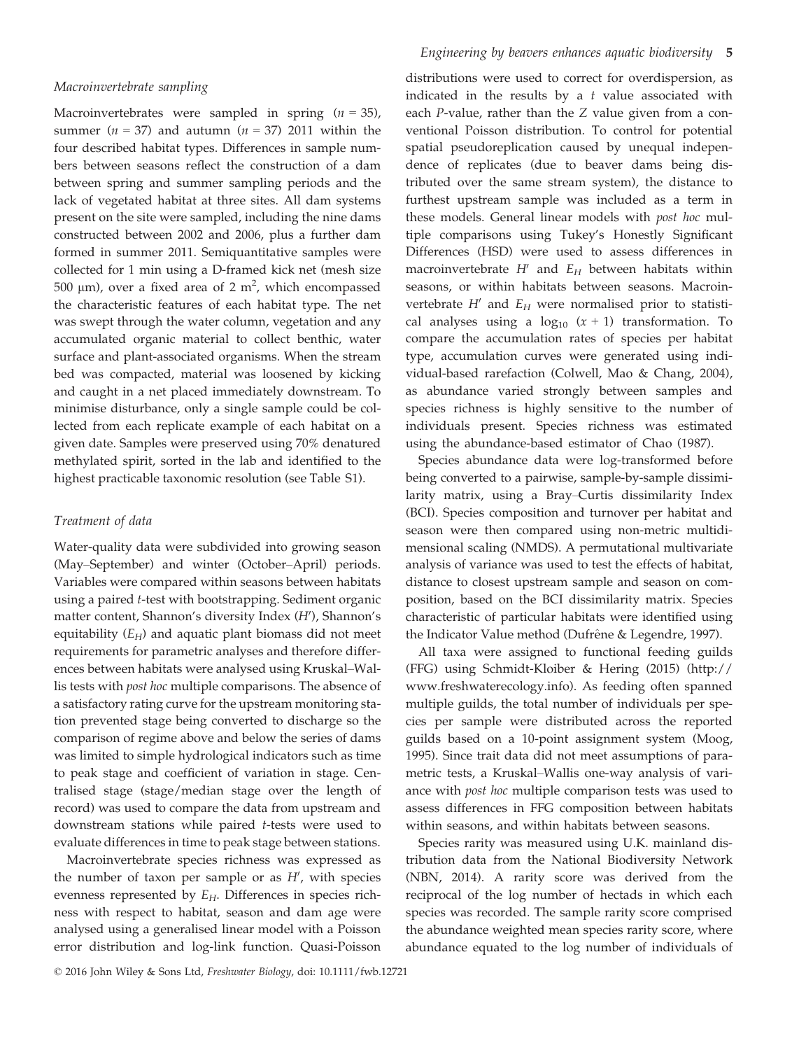### Macroinvertebrate sampling

Macroinvertebrates were sampled in spring ($n = 35$), summer ($n = 37$) and autumn ($n = 37$) 2011 within the four described habitat types. Differences in sample numbers between seasons reflect the construction of a dam between spring and summer sampling periods and the lack of vegetated habitat at three sites. All dam systems present on the site were sampled, including the nine dams constructed between 2002 and 2006, plus a further dam formed in summer 2011. Semiquantitative samples were collected for 1 min using a D-framed kick net (mesh size 500 μm), over a fixed area of 2 $m^2$, which encompassed the characteristic features of each habitat type. The net was swept through the water column, vegetation and any accumulated organic material to collect benthic, water surface and plant-associated organisms. When the stream bed was compacted, material was loosened by kicking and caught in a net placed immediately downstream. To minimise disturbance, only a single sample could be collected from each replicate example of each habitat on a given date. Samples were preserved using 70% denatured methylated spirit, sorted in the lab and identified to the highest practicable taxonomic resolution (see Table S1).

### Treatment of data

Water-quality data were subdivided into growing season (May–September) and winter (October–April) periods. Variables were compared within seasons between habitats using a paired *t*-test with bootstrapping. Sediment organic matter content, Shannon's diversity Index ($H'$), Shannon's equitability ($E_H$) and aquatic plant biomass did not meet requirements for parametric analyses and therefore differences between habitats were analysed using Kruskal–Wallis tests with *post hoc* multiple comparisons. The absence of a satisfactory rating curve for the upstream monitoring station prevented stage being converted to discharge so the comparison of regime above and below the series of dams was limited to simple hydrological indicators such as time to peak stage and coefficient of variation in stage. Centralised stage (stage/median stage over the length of record) was used to compare the data from upstream and downstream stations while paired *t*-tests were used to evaluate differences in time to peak stage between stations.

Macroinvertebrate species richness was expressed as the number of taxon per sample or as $H'$, with species evenness represented by $E_H$. Differences in species richness with respect to habitat, season and dam age were analysed using a generalised linear model with a Poisson error distribution and log-link function. Quasi-Poisson distributions were used to correct for overdispersion, as indicated in the results by a $t$ value associated with each $P$-value, rather than the $Z$ value given from a conventional Poisson distribution. To control for potential spatial pseudoreplication caused by unequal independence of replicates (due to beaver dams being distributed over the same stream system), the distance to furthest upstream sample was included as a term in these models. General linear models with *post hoc* multiple comparisons using Tukey's Honestly Significant Differences (HSD) were used to assess differences in macroinvertebrate $H'$ and $E_H$ between habitats within seasons, or within habitats between seasons. Macroinvertebrate $H'$ and $E_H$ were normalised prior to statistical analyses using a $\log_{10}$ $(x + 1)$ transformation. To compare the accumulation rates of species per habitat type, accumulation curves were generated using individual-based rarefaction (Colwell, Mao & Chang, 2004), as abundance varied strongly between samples and species richness is highly sensitive to the number of individuals present. Species richness was estimated using the abundance-based estimator of Chao (1987).

Species abundance data were log-transformed before being converted to a pairwise, sample-by-sample dissimilarity matrix, using a Bray–Curtis dissimilarity Index (BCI). Species composition and turnover per habitat and season were then compared using non-metric multidimensional scaling (NMDS). A permutational multivariate analysis of variance was used to test the effects of habitat, distance to closest upstream sample and season on composition, based on the BCI dissimilarity matrix. Species characteristic of particular habitats were identified using the Indicator Value method (Dufrêne & Legendre, 1997).

All taxa were assigned to functional feeding guilds (FFG) using Schmidt-Kloiber & Hering (2015) (http://www.freshwaterecology.info). As feeding often spanned multiple guilds, the total number of individuals per species per sample were distributed across the reported guilds based on a 10-point assignment system (Moog, 1995). Since trait data did not meet assumptions of parametric tests, a Kruskal–Wallis one-way analysis of variance with *post hoc* multiple comparison tests was used to assess differences in FFG composition between habitats within seasons, and within habitats between seasons.

Species rarity was measured using U.K. mainland distribution data from the National Biodiversity Network (NBN, 2014). A rarity score was derived from the reciprocal of the log number of hectads in which each species was recorded. The sample rarity score comprised the abundance weighted mean species rarity score, where abundance equated to the log number of individuals of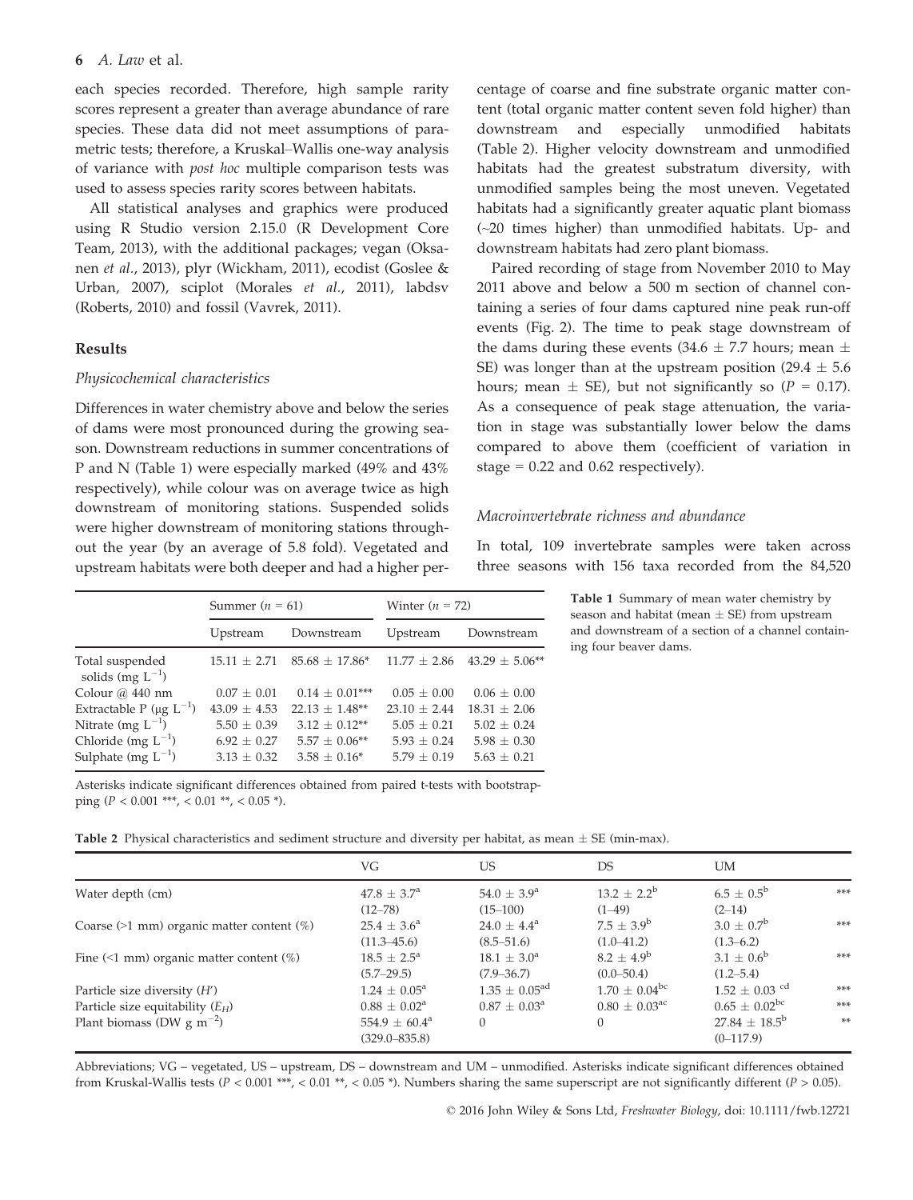each species recorded. Therefore, high sample rarity scores represent a greater than average abundance of rare species. These data did not meet assumptions of parametric tests; therefore, a Kruskal–Wallis one-way analysis of variance with *post hoc* multiple comparison tests was used to assess species rarity scores between habitats.

All statistical analyses and graphics were produced using R Studio version 2.15.0 (R Development Core Team, 2013), with the additional packages; vegan (Oksanen *et al.*, 2013), plyr (Wickham, 2011), ecodist (Goslee & Urban, 2007), sciplot (Morales *et al.*, 2011), labdsv (Roberts, 2010) and fossil (Vavrek, 2011).

## Results

### Physicochemical characteristics

Differences in water chemistry above and below the series of dams were most pronounced during the growing season. Downstream reductions in summer concentrations of P and N (Table 1) were especially marked (49% and 43% respectively), while colour was on average twice as high downstream of monitoring stations. Suspended solids were higher downstream of monitoring stations throughout the year (by an average of 5.8 fold). Vegetated and upstream habitats were both deeper and had a higher percentage of coarse and fine substrate organic matter content (total organic matter content seven fold higher) than downstream and especially unmodified habitats (Table 2). Higher velocity downstream and unmodified habitats had the greatest substratum diversity, with unmodified samples being the most uneven. Vegetated habitats had a significantly greater aquatic plant biomass (~20 times higher) than unmodified habitats. Up- and downstream habitats had zero plant biomass.

Paired recording of stage from November 2010 to May 2011 above and below a 500 m section of channel containing a series of four dams captured nine peak run-off events (Fig. 2). The time to peak stage downstream of the dams during these events (34.6 ± 7.7 hours; mean ± SE) was longer than at the upstream position (29.4 ± 5.6 hours; mean ± SE), but not significantly so ($P = 0.17$). As a consequence of peak stage attenuation, the variation in stage was substantially lower below the dams compared to above them (coefficient of variation in stage = 0.22 and 0.62 respectively).

### Macroinvertebrate richness and abundance

In total, 109 invertebrate samples were taken across three seasons with 156 taxa recorded from the 84,520

**Table 1** Summary of mean water chemistry by season and habitat (mean ± SE) from upstream and downstream of a section of a channel containing four beaver dams.

| | Summer ($n = 61$) | | Winter ($n = 72$) | |
|---|---|---|---|---|
| | Upstream | Downstream | Upstream | Downstream |
| Total suspended solids (mg $L^{-1}$) | 15.11 ± 2.71 | 85.68 ± 17.86* | 11.77 ± 2.86 | 43.29 ± 5.06** |
| Colour @ 440 nm | 0.07 ± 0.01 | 0.14 ± 0.01*** | 0.05 ± 0.00 | 0.06 ± 0.00 |
| Extractable P (μg $L^{-1}$) | 43.09 ± 4.53 | 22.13 ± 1.48** | 23.10 ± 2.44 | 18.31 ± 2.06 |
| Nitrate (mg $L^{-1}$) | 5.50 ± 0.39 | 3.12 ± 0.12** | 5.05 ± 0.21 | 5.02 ± 0.24 |
| Chloride (mg $L^{-1}$) | 6.92 ± 0.27 | 5.57 ± 0.06** | 5.93 ± 0.24 | 5.98 ± 0.30 |
| Sulphate (mg $L^{-1}$) | 3.13 ± 0.32 | 3.58 ± 0.16* | 5.79 ± 0.19 | 5.63 ± 0.21 |

Asterisks indicate significant differences obtained from paired t-tests with bootstrapping ($P < 0.001$ ***, $< 0.01$ **, $< 0.05$ *).

**Table 2** Physical characteristics and sediment structure and diversity per habitat, as mean ± SE (min-max).

| | VG | US | DS | UM | |
|---|---|---|---|---|---|
| Water depth (cm) | 47.8 ± 3.7$^{a}$ (12–78) | 54.0 ± 3.9$^{a}$ (15–100) | 13.2 ± 2.2$^{b}$ (1–49) | 6.5 ± 0.5$^{b}$ (2–14) | *** |
| Coarse (>1 mm) organic matter content (%) | 25.4 ± 3.6$^{a}$ (11.3–45.6) | 24.0 ± 4.4$^{a}$ (8.5–51.6) | 7.5 ± 3.9$^{b}$ (1.0–41.2) | 3.0 ± 0.7$^{b}$ (1.3–6.2) | *** |
| Fine (<1 mm) organic matter content (%) | 18.5 ± 2.5$^{a}$ (5.7–29.5) | 18.1 ± 3.0$^{a}$ (7.9–36.7) | 8.2 ± 4.9$^{b}$ (0.0–50.4) | 3.1 ± 0.6$^{b}$ (1.2–5.4) | *** |
| Particle size diversity ($H'$) | 1.24 ± 0.05$^{a}$ | 1.35 ± 0.05$^{ad}$ | 1.70 ± 0.04$^{bc}$ | 1.52 ± 0.03 $^{cd}$ | *** |
| Particle size equitability ($E_H$) | 0.88 ± 0.02$^{a}$ | 0.87 ± 0.03$^{a}$ | 0.80 ± 0.03$^{ac}$ | 0.65 ± 0.02$^{bc}$ | *** |
| Plant biomass (DW g $m^{-2}$) | 554.9 ± 60.4$^{a}$ (329.0–835.8) | 0 | 0 | 27.84 ± 18.5$^{b}$ (0–117.9) | ** |

Abbreviations; VG – vegetated, US – upstream, DS – downstream and UM – unmodified. Asterisks indicate significant differences obtained from Kruskal-Wallis tests ($P < 0.001$ ***, $< 0.01$ **, $< 0.05$ *). Numbers sharing the same superscript are not significantly different ($P > 0.05$).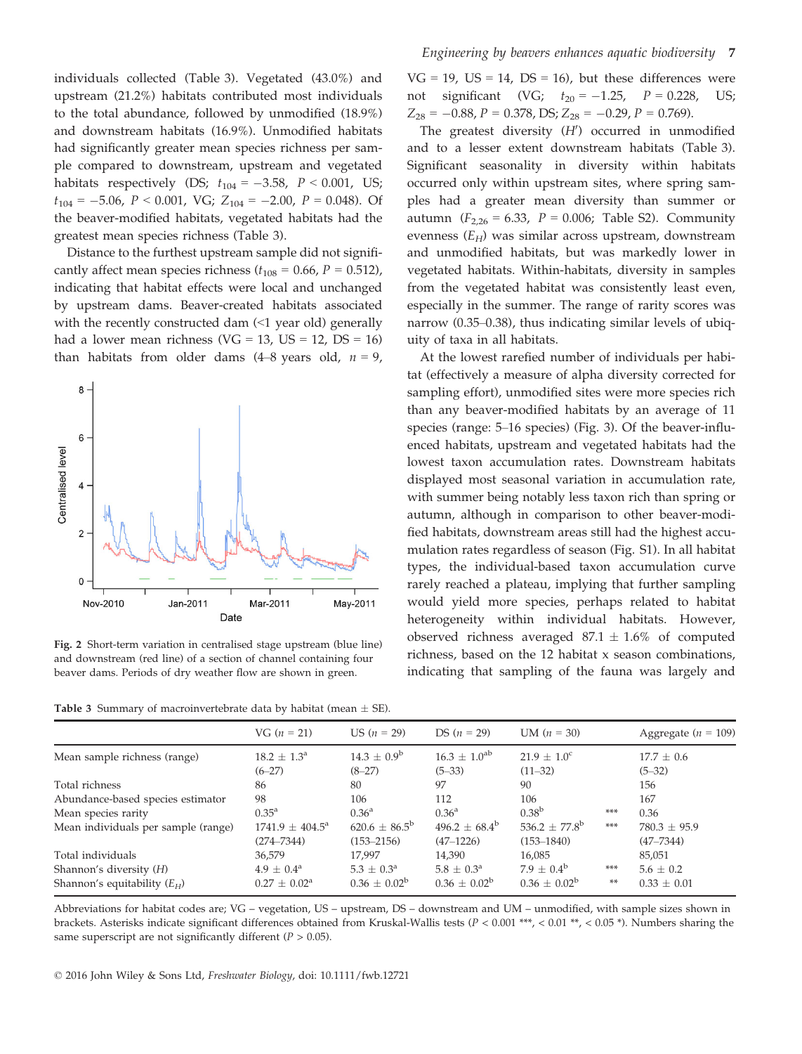individuals collected (Table 3). Vegetated (43.0%) and upstream (21.2%) habitats contributed most individuals to the total abundance, followed by unmodified (18.9%) and downstream habitats (16.9%). Unmodified habitats had significantly greater mean species richness per sample compared to downstream, upstream and vegetated habitats respectively (DS; $t_{104} = -3.58$, $P < 0.001$, US; $t_{104} = -5.06$, $P < 0.001$, VG; $Z_{104} = -2.00$, $P = 0.048$). Of the beaver-modified habitats, vegetated habitats had the greatest mean species richness (Table 3).

Distance to the furthest upstream sample did not significantly affect mean species richness ($t_{108} = 0.66$, $P = 0.512$), indicating that habitat effects were local and unchanged by upstream dams. Beaver-created habitats associated with the recently constructed dam (<1 year old) generally had a lower mean richness (VG = 13, US = 12, DS = 16) than habitats from older dams (4–8 years old, $n = 9$, VG = 19, US = 14, DS = 16), but these differences were not significant (VG; $t_{20} = -1.25$, $P = 0.228$, US; $Z_{28} = -0.88$, $P = 0.378$, DS; $Z_{28} = -0.29$, $P = 0.769$).

Fig. 2 Short-term variation in centralised stage upstream (blue line) and downstream (red line) of a section of channel containing four beaver dams. Periods of dry weather flow are shown in green.

The greatest diversity ($H'$) occurred in unmodified and to a lesser extent downstream habitats (Table 3). Significant seasonality in diversity within habitats occurred only within upstream sites, where spring samples had a greater mean diversity than summer or autumn ($F_{2,26} = 6.33$, $P = 0.006$; Table S2). Community evenness ($E_H$) was similar across upstream, downstream and unmodified habitats, but was markedly lower in vegetated habitats. Within-habitats, diversity in samples from the vegetated habitat was consistently least even, especially in the summer. The range of rarity scores was narrow (0.35–0.38), thus indicating similar levels of ubiquity of taxa in all habitats.

At the lowest rarefied number of individuals per habitat (effectively a measure of alpha diversity corrected for sampling effort), unmodified sites were more species rich than any beaver-modified habitats by an average of 11 species (range: 5–16 species) (Fig. 3). Of the beaver-influenced habitats, upstream and vegetated habitats had the lowest taxon accumulation rates. Downstream habitats displayed most seasonal variation in accumulation rate, with summer being notably less taxon rich than spring or autumn, although in comparison to other beaver-modified habitats, downstream areas still had the highest accumulation rates regardless of season (Fig. S1). In all habitat types, the individual-based taxon accumulation curve rarely reached a plateau, implying that further sampling would yield more species, perhaps related to habitat heterogeneity within individual habitats. However, observed richness averaged 87.1 ± 1.6% of computed richness, based on the 12 habitat x season combinations, indicating that sampling of the fauna was largely and

Table 3 Summary of macroinvertebrate data by habitat (mean ± SE).

| | VG ($n$ = 21) | US ($n$ = 29) | DS ($n$ = 29) | UM ($n$ = 30) | | Aggregate ($n$ = 109) |
|---|---|---|---|---|---|---|
| Mean sample richness (range) | 18.2 ± 1.3[a] (6–27) | 14.3 ± 0.9[b] (8–27) | 16.3 ± 1.0[ab] (5–33) | 21.9 ± 1.0[c] (11–32) | | 17.7 ± 0.6 (5–32) |
| Total richness | 86 | 80 | 97 | 90 | | 156 |
| Abundance-based species estimator | 98 | 106 | 112 | 106 | | 167 |
| Mean species rarity | 0.35[a] | 0.36[a] | 0.36[a] | 0.38[b] | *** | 0.36 |
| Mean individuals per sample (range) | 1741.9 ± 404.5[a] (274–7344) | 620.6 ± 86.5[b] (153–2156) | 496.2 ± 68.4[b] (47–1226) | 536.2 ± 77.8[b] (153–1840) | *** | 780.3 ± 95.9 (47–7344) |
| Total individuals | 36,579 | 17,997 | 14,390 | 16,085 | | 85,051 |
| Shannon's diversity ($H$) | 4.9 ± 0.4[a] | 5.3 ± 0.3[a] | 5.8 ± 0.3[a] | 7.9 ± 0.4[b] | *** | 5.6 ± 0.2 |
| Shannon's equitability ($E_H$) | 0.27 ± 0.02[a] | 0.36 ± 0.02[b] | 0.36 ± 0.02[b] | 0.36 ± 0.02[b] | ** | 0.33 ± 0.01 |

Abbreviations for habitat codes are; VG – vegetation, US – upstream, DS – downstream and UM – unmodified, with sample sizes shown in brackets. Asterisks indicate significant differences obtained from Kruskal-Wallis tests ($P$ < 0.001 ***, < 0.01 **, < 0.05 *). Numbers sharing the same superscript are not significantly different ($P$ > 0.05).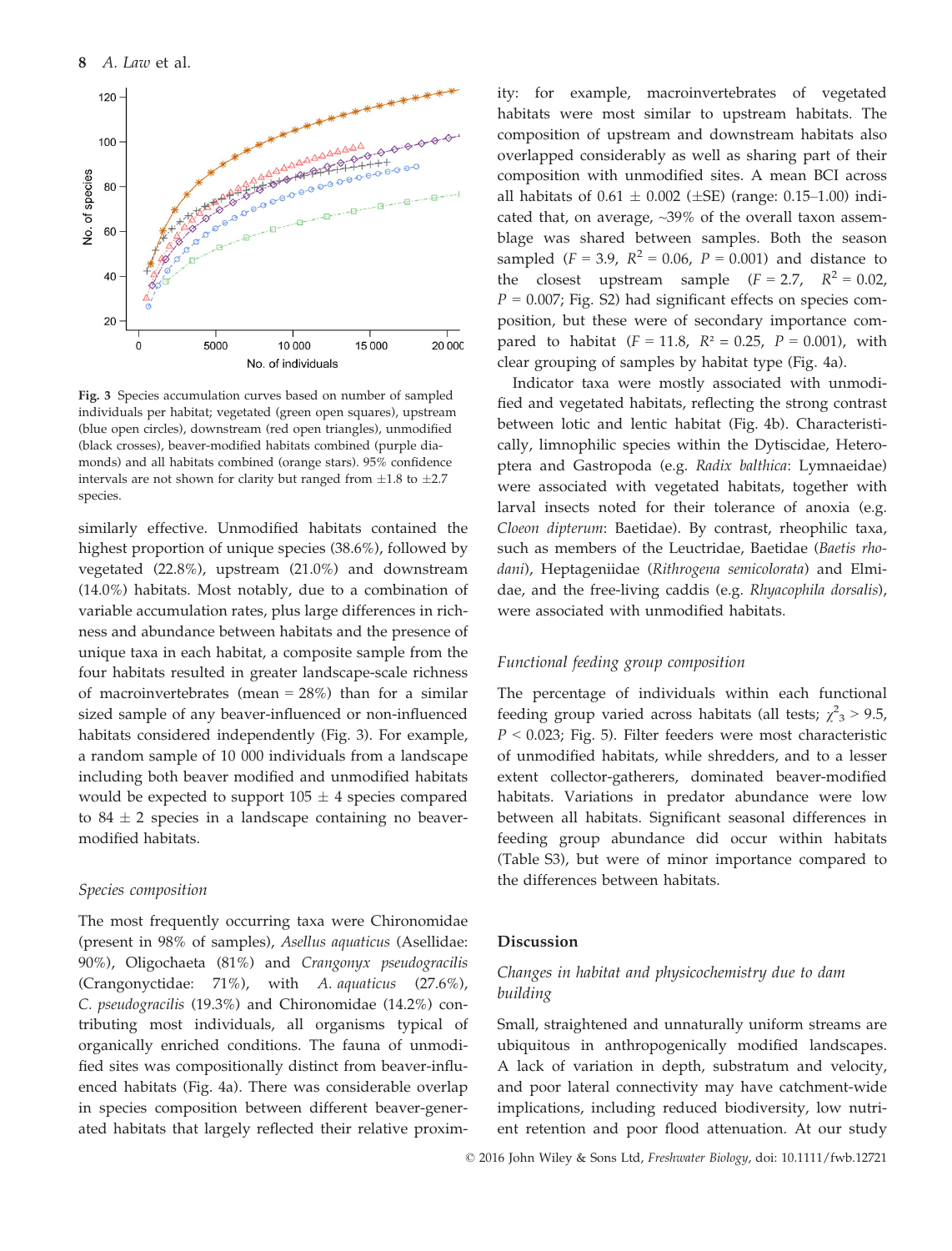Fig. 3 Species accumulation curves based on number of sampled individuals per habitat; vegetated (green open squares), upstream (blue open circles), downstream (red open triangles), unmodified (black crosses), beaver-modified habitats combined (purple diamonds) and all habitats combined (orange stars). 95% confidence intervals are not shown for clarity but ranged from ±1.8 to ±2.7 species.

similarly effective. Unmodified habitats contained the highest proportion of unique species (38.6%), followed by vegetated (22.8%), upstream (21.0%) and downstream (14.0%) habitats. Most notably, due to a combination of variable accumulation rates, plus large differences in richness and abundance between habitats and the presence of unique taxa in each habitat, a composite sample from the four habitats resulted in greater landscape-scale richness of macroinvertebrates (mean = 28%) than for a similar sized sample of any beaver-influenced or non-influenced habitats considered independently (Fig. 3). For example, a random sample of 10 000 individuals from a landscape including both beaver modified and unmodified habitats would be expected to support 105 ± 4 species compared to 84 ± 2 species in a landscape containing no beaver-modified habitats.

### Species composition

The most frequently occurring taxa were Chironomidae (present in 98% of samples), *Asellus aquaticus* (Asellidae: 90%), Oligochaeta (81%) and *Crangonyx pseudogracilis* (Crangonyctidae: 71%), with *A. aquaticus* (27.6%), *C. pseudogracilis* (19.3%) and Chironomidae (14.2%) contributing most individuals, all organisms typical of organically enriched conditions. The fauna of unmodified sites was compositionally distinct from beaver-influenced habitats (Fig. 4a). There was considerable overlap in species composition between different beaver-generated habitats that largely reflected their relative proximity: for example, macroinvertebrates of vegetated habitats were most similar to upstream habitats. The composition of upstream and downstream habitats also overlapped considerably as well as sharing part of their composition with unmodified sites. A mean BCI across all habitats of 0.61 ± 0.002 (±SE) (range: 0.15–1.00) indicated that, on average, ~39% of the overall taxon assemblage was shared between samples. Both the season sampled ($F = 3.9$, $R^2 = 0.06$, $P = 0.001$) and distance to the closest upstream sample ($F = 2.7$, $R^2 = 0.02$, $P = 0.007$; Fig. S2) had significant effects on species composition, but these were of secondary importance compared to habitat ($F = 11.8$, $R^2 = 0.25$, $P = 0.001$), with clear grouping of samples by habitat type (Fig. 4a).

Indicator taxa were mostly associated with unmodified and vegetated habitats, reflecting the strong contrast between lotic and lentic habitat (Fig. 4b). Characteristically, limnophilic species within the Dytiscidae, Heteroptera and Gastropoda (e.g. *Radix balthica*: Lymnaeidae) were associated with vegetated habitats, together with larval insects noted for their tolerance of anoxia (e.g. *Cloeon dipterum*: Baetidae). By contrast, rheophilic taxa, such as members of the Leuctridae, Baetidae (*Baetis rhodani*), Heptageniidae (*Rithrogena semicolorata*) and Elmidae, and the free-living caddis (e.g. *Rhyacophila dorsalis*), were associated with unmodified habitats.

### Functional feeding group composition

The percentage of individuals within each functional feeding group varied across habitats (all tests; $\chi^2_3 > 9.5$, $P < 0.023$; Fig. 5). Filter feeders were most characteristic of unmodified habitats, while shredders, and to a lesser extent collector-gatherers, dominated beaver-modified habitats. Variations in predator abundance were low between all habitats. Significant seasonal differences in feeding group abundance did occur within habitats (Table S3), but were of minor importance compared to the differences between habitats.

## Discussion

### Changes in habitat and physicochemistry due to dam building

Small, straightened and unnaturally uniform streams are ubiquitous in anthropogenically modified landscapes. A lack of variation in depth, substratum and velocity, and poor lateral connectivity may have catchment-wide implications, including reduced biodiversity, low nutrient retention and poor flood attenuation. At our study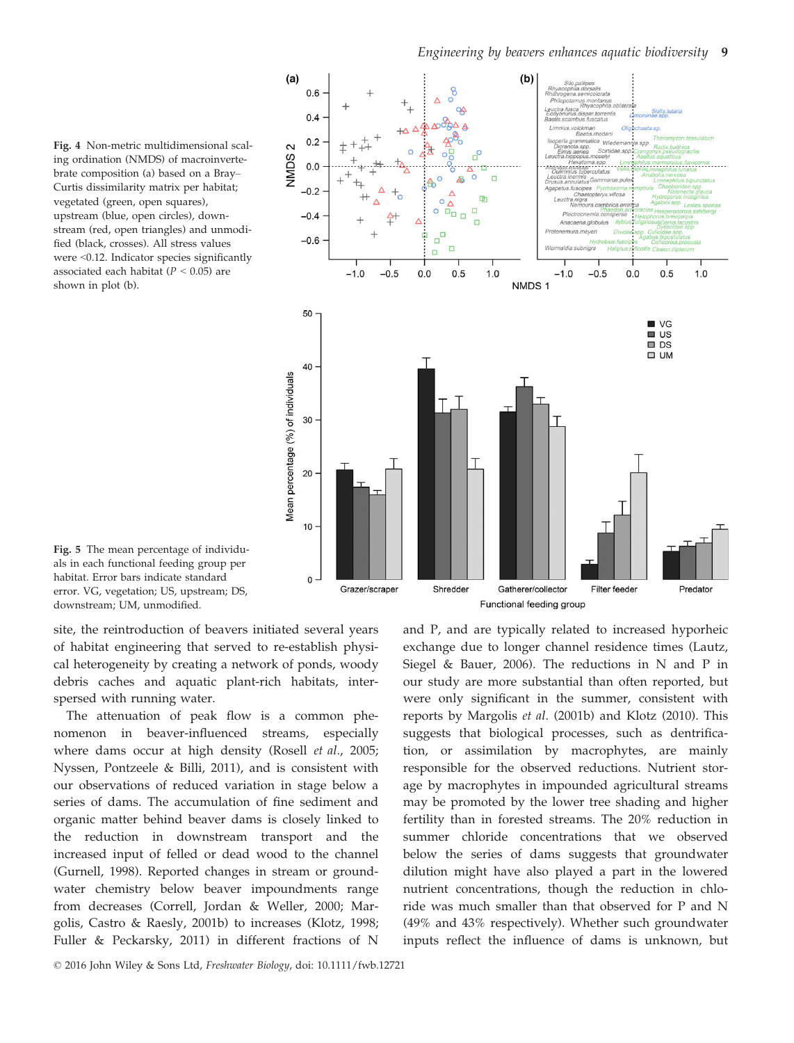Fig. 4 Non-metric multidimensional scaling ordination (NMDS) of macroinvertebrate composition (a) based on a Bray–Curtis dissimilarity matrix per habitat; vegetated (green, open squares), upstream (blue, open circles), downstream (red, open triangles) and unmodified (black, crosses). All stress values were <0.12. Indicator species significantly associated each habitat ($P < 0.05$) are shown in plot (b).

Fig. 5 The mean percentage of individuals in each functional feeding group per habitat. Error bars indicate standard error. VG, vegetation; US, upstream; DS, downstream; UM, unmodified.

site, the reintroduction of beavers initiated several years of habitat engineering that served to re-establish physical heterogeneity by creating a network of ponds, woody debris caches and aquatic plant-rich habitats, interspersed with running water.

The attenuation of peak flow is a common phenomenon in beaver-influenced streams, especially where dams occur at high density (Rosell *et al.*, 2005; Nyssen, Pontzeele & Billi, 2011), and is consistent with our observations of reduced variation in stage below a series of dams. The accumulation of fine sediment and organic matter behind beaver dams is closely linked to the reduction in downstream transport and the increased input of felled or dead wood to the channel (Gurnell, 1998). Reported changes in stream or groundwater chemistry below beaver impoundments range from decreases (Correll, Jordan & Weller, 2000; Margolis, Castro & Raesly, 2001b) to increases (Klotz, 1998; Fuller & Peckarsky, 2011) in different fractions of N and P, and are typically related to increased hyporheic exchange due to longer channel residence times (Lautz, Siegel & Bauer, 2006). The reductions in N and P in our study are more substantial than often reported, but were only significant in the summer, consistent with reports by Margolis *et al.* (2001b) and Klotz (2010). This suggests that biological processes, such as dentrification, or assimilation by macrophytes, are mainly responsible for the observed reductions. Nutrient storage by macrophytes in impounded agricultural streams may be promoted by the lower tree shading and higher fertility than in forested streams. The 20% reduction in summer chloride concentrations that we observed below the series of dams suggests that groundwater dilution might have also played a part in the lowered nutrient concentrations, though the reduction in chloride was much smaller than that observed for P and N (49% and 43% respectively). Whether such groundwater inputs reflect the influence of dams is unknown, but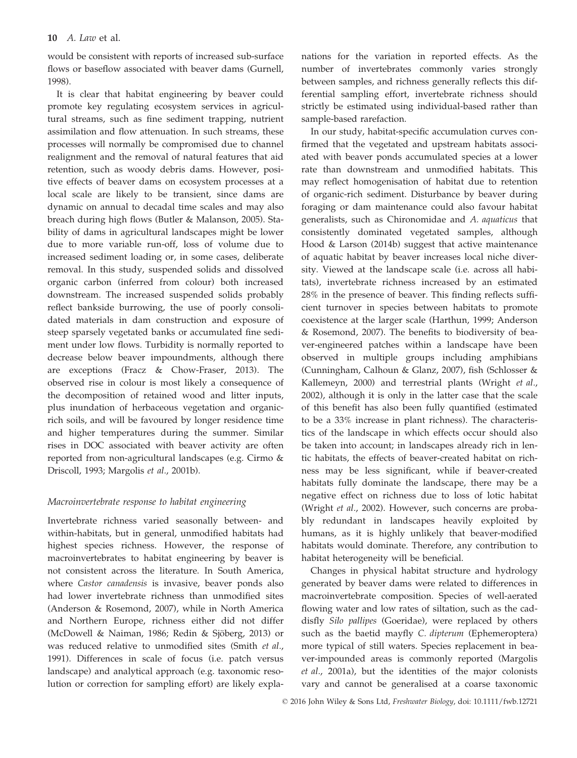would be consistent with reports of increased sub-surface flows or baseflow associated with beaver dams (Gurnell, 1998).

It is clear that habitat engineering by beaver could promote key regulating ecosystem services in agricultural streams, such as fine sediment trapping, nutrient assimilation and flow attenuation. In such streams, these processes will normally be compromised due to channel realignment and the removal of natural features that aid retention, such as woody debris dams. However, positive effects of beaver dams on ecosystem processes at a local scale are likely to be transient, since dams are dynamic on annual to decadal time scales and may also breach during high flows (Butler & Malanson, 2005). Stability of dams in agricultural landscapes might be lower due to more variable run-off, loss of volume due to increased sediment loading or, in some cases, deliberate removal. In this study, suspended solids and dissolved organic carbon (inferred from colour) both increased downstream. The increased suspended solids probably reflect bankside burrowing, the use of poorly consolidated materials in dam construction and exposure of steep sparsely vegetated banks or accumulated fine sediment under low flows. Turbidity is normally reported to decrease below beaver impoundments, although there are exceptions (Fracz & Chow-Fraser, 2013). The observed rise in colour is most likely a consequence of the decomposition of retained wood and litter inputs, plus inundation of herbaceous vegetation and organic-rich soils, and will be favoured by longer residence time and higher temperatures during the summer. Similar rises in DOC associated with beaver activity are often reported from non-agricultural landscapes (e.g. Cirmo & Driscoll, 1993; Margolis *et al.*, 2001b).

### *Macroinvertebrate response to habitat engineering*

Invertebrate richness varied seasonally between- and within-habitats, but in general, unmodified habitats had highest species richness. However, the response of macroinvertebrates to habitat engineering by beaver is not consistent across the literature. In South America, where *Castor canadensis* is invasive, beaver ponds also had lower invertebrate richness than unmodified sites (Anderson & Rosemond, 2007), while in North America and Northern Europe, richness either did not differ (McDowell & Naiman, 1986; Redin & Sjöberg, 2013) or was reduced relative to unmodified sites (Smith *et al.*, 1991). Differences in scale of focus (i.e. patch versus landscape) and analytical approach (e.g. taxonomic resolution or correction for sampling effort) are likely explanations for the variation in reported effects. As the number of invertebrates commonly varies strongly between samples, and richness generally reflects this differential sampling effort, invertebrate richness should strictly be estimated using individual-based rather than sample-based rarefaction.

In our study, habitat-specific accumulation curves confirmed that the vegetated and upstream habitats associated with beaver ponds accumulated species at a lower rate than downstream and unmodified habitats. This may reflect homogenisation of habitat due to retention of organic-rich sediment. Disturbance by beaver during foraging or dam maintenance could also favour habitat generalists, such as Chironomidae and *A. aquaticus* that consistently dominated vegetated samples, although Hood & Larson (2014b) suggest that active maintenance of aquatic habitat by beaver increases local niche diversity. Viewed at the landscape scale (i.e. across all habitats), invertebrate richness increased by an estimated 28% in the presence of beaver. This finding reflects sufficient turnover in species between habitats to promote coexistence at the larger scale (Harthun, 1999; Anderson & Rosemond, 2007). The benefits to biodiversity of beaver-engineered patches within a landscape have been observed in multiple groups including amphibians (Cunningham, Calhoun & Glanz, 2007), fish (Schlosser & Kallemeyn, 2000) and terrestrial plants (Wright *et al.*, 2002), although it is only in the latter case that the scale of this benefit has also been fully quantified (estimated to be a 33% increase in plant richness). The characteristics of the landscape in which effects occur should also be taken into account; in landscapes already rich in lentic habitats, the effects of beaver-created habitat on richness may be less significant, while if beaver-created habitats fully dominate the landscape, there may be a negative effect on richness due to loss of lotic habitat (Wright *et al.*, 2002). However, such concerns are probably redundant in landscapes heavily exploited by humans, as it is highly unlikely that beaver-modified habitats would dominate. Therefore, any contribution to habitat heterogeneity will be beneficial.

Changes in physical habitat structure and hydrology generated by beaver dams were related to differences in macroinvertebrate composition. Species of well-aerated flowing water and low rates of siltation, such as the caddisfly *Silo pallipes* (Goeridae), were replaced by others such as the baetid mayfly *C. dipterum* (Ephemeroptera) more typical of still waters. Species replacement in beaver-impounded areas is commonly reported (Margolis *et al.*, 2001a), but the identities of the major colonists vary and cannot be generalised at a coarse taxonomic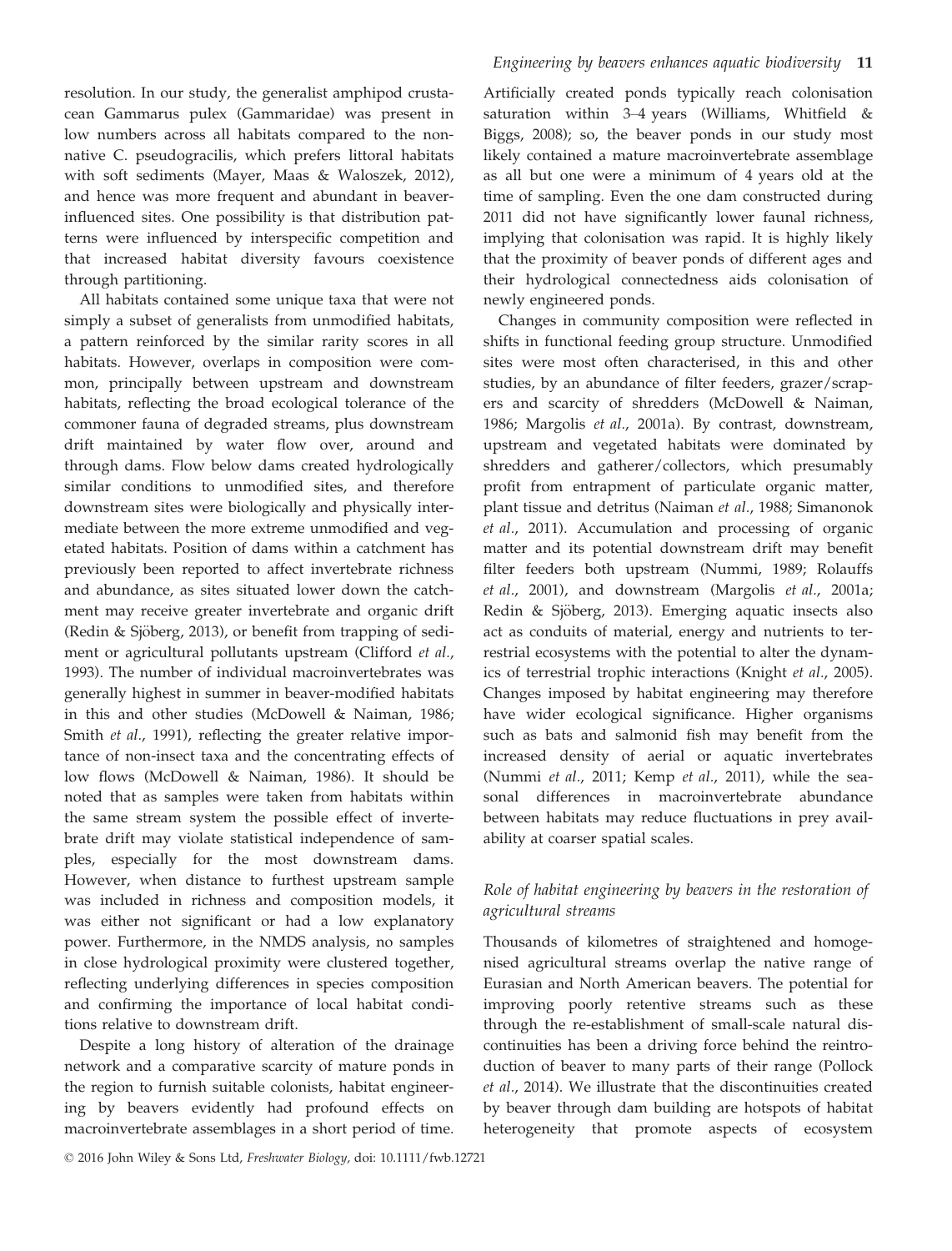resolution. In our study, the generalist amphipod crustacean Gammarus pulex (Gammaridae) was present in low numbers across all habitats compared to the non-native C. pseudogracilis, which prefers littoral habitats with soft sediments (Mayer, Maas & Waloszek, 2012), and hence was more frequent and abundant in beaver-influenced sites. One possibility is that distribution patterns were influenced by interspecific competition and that increased habitat diversity favours coexistence through partitioning.

All habitats contained some unique taxa that were not simply a subset of generalists from unmodified habitats, a pattern reinforced by the similar rarity scores in all habitats. However, overlaps in composition were common, principally between upstream and downstream habitats, reflecting the broad ecological tolerance of the commoner fauna of degraded streams, plus downstream drift maintained by water flow over, around and through dams. Flow below dams created hydrologically similar conditions to unmodified sites, and therefore downstream sites were biologically and physically intermediate between the more extreme unmodified and vegetated habitats. Position of dams within a catchment has previously been reported to affect invertebrate richness and abundance, as sites situated lower down the catchment may receive greater invertebrate and organic drift (Redin & Sjöberg, 2013), or benefit from trapping of sediment or agricultural pollutants upstream (Clifford *et al.*, 1993). The number of individual macroinvertebrates was generally highest in summer in beaver-modified habitats in this and other studies (McDowell & Naiman, 1986; Smith *et al.*, 1991), reflecting the greater relative importance of non-insect taxa and the concentrating effects of low flows (McDowell & Naiman, 1986). It should be noted that as samples were taken from habitats within the same stream system the possible effect of invertebrate drift may violate statistical independence of samples, especially for the most downstream dams. However, when distance to furthest upstream sample was included in richness and composition models, it was either not significant or had a low explanatory power. Furthermore, in the NMDS analysis, no samples in close hydrological proximity were clustered together, reflecting underlying differences in species composition and confirming the importance of local habitat conditions relative to downstream drift.

Despite a long history of alteration of the drainage network and a comparative scarcity of mature ponds in the region to furnish suitable colonists, habitat engineering by beavers evidently had profound effects on macroinvertebrate assemblages in a short period of time. Artificially created ponds typically reach colonisation saturation within 3–4 years (Williams, Whitfield & Biggs, 2008); so, the beaver ponds in our study most likely contained a mature macroinvertebrate assemblage as all but one were a minimum of 4 years old at the time of sampling. Even the one dam constructed during 2011 did not have significantly lower faunal richness, implying that colonisation was rapid. It is highly likely that the proximity of beaver ponds of different ages and their hydrological connectedness aids colonisation of newly engineered ponds.

Changes in community composition were reflected in shifts in functional feeding group structure. Unmodified sites were most often characterised, in this and other studies, by an abundance of filter feeders, grazer/scrapers and scarcity of shredders (McDowell & Naiman, 1986; Margolis *et al.*, 2001a). By contrast, downstream, upstream and vegetated habitats were dominated by shredders and gatherer/collectors, which presumably profit from entrapment of particulate organic matter, plant tissue and detritus (Naiman *et al.*, 1988; Simanonok *et al.*, 2011). Accumulation and processing of organic matter and its potential downstream drift may benefit filter feeders both upstream (Nummi, 1989; Rolauffs *et al.*, 2001), and downstream (Margolis *et al.*, 2001a; Redin & Sjöberg, 2013). Emerging aquatic insects also act as conduits of material, energy and nutrients to terrestrial ecosystems with the potential to alter the dynamics of terrestrial trophic interactions (Knight *et al.*, 2005). Changes imposed by habitat engineering may therefore have wider ecological significance. Higher organisms such as bats and salmonid fish may benefit from the increased density of aerial or aquatic invertebrates (Nummi *et al.*, 2011; Kemp *et al.*, 2011), while the seasonal differences in macroinvertebrate abundance between habitats may reduce fluctuations in prey availability at coarser spatial scales.

### *Role of habitat engineering by beavers in the restoration of agricultural streams*

Thousands of kilometres of straightened and homogenised agricultural streams overlap the native range of Eurasian and North American beavers. The potential for improving poorly retentive streams such as these through the re-establishment of small-scale natural discontinuities has been a driving force behind the reintroduction of beaver to many parts of their range (Pollock *et al.*, 2014). We illustrate that the discontinuities created by beaver through dam building are hotspots of habitat heterogeneity that promote aspects of ecosystem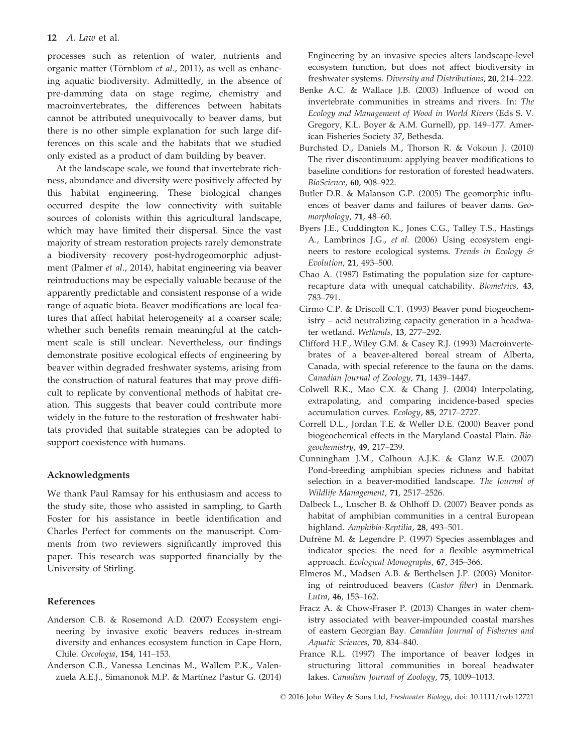processes such as retention of water, nutrients and organic matter (Törnblom *et al*., 2011), as well as enhancing aquatic biodiversity. Admittedly, in the absence of pre-damming data on stage regime, chemistry and macroinvertebrates, the differences between habitats cannot be attributed unequivocally to beaver dams, but there is no other simple explanation for such large differences on this scale and the habitats that we studied only existed as a product of dam building by beaver.

At the landscape scale, we found that invertebrate richness, abundance and diversity were positively affected by this habitat engineering. These biological changes occurred despite the low connectivity with suitable sources of colonists within this agricultural landscape, which may have limited their dispersal. Since the vast majority of stream restoration projects rarely demonstrate a biodiversity recovery post-hydrogeomorphic adjustment (Palmer *et al*., 2014), habitat engineering via beaver reintroductions may be especially valuable because of the apparently predictable and consistent response of a wide range of aquatic biota. Beaver modifications are local features that affect habitat heterogeneity at a coarser scale; whether such benefits remain meaningful at the catchment scale is still unclear. Nevertheless, our findings demonstrate positive ecological effects of engineering by beaver within degraded freshwater systems, arising from the construction of natural features that may prove difficult to replicate by conventional methods of habitat creation. This suggests that beaver could contribute more widely in the future to the restoration of freshwater habitats provided that suitable strategies can be adopted to support coexistence with humans.

## Acknowledgments

We thank Paul Ramsay for his enthusiasm and access to the study site, those who assisted in sampling, to Garth Foster for his assistance in beetle identification and Charles Perfect for comments on the manuscript. Comments from two reviewers significantly improved this paper. This research was supported financially by the University of Stirling.

## References

Anderson C.B. & Rosemond A.D. (2007) Ecosystem engineering by invasive exotic beavers reduces in-stream diversity and enhances ecosystem function in Cape Horn, Chile. *Oecologia*, **154**, 141–153.

Anderson C.B., Vanessa Lencinas M., Wallem P.K., Valenzuela A.E.J., Simanonok M.P. & Martínez Pastur G. (2014) Engineering by an invasive species alters landscape-level ecosystem function, but does not affect biodiversity in freshwater systems. *Diversity and Distributions*, **20**, 214–222.

Benke A.C. & Wallace J.B. (2003) Influence of wood on invertebrate communities in streams and rivers. In: *The Ecology and Management of Wood in World Rivers* (Eds S. V. Gregory, K.L. Boyer & A.M. Gurnell), pp. 149–177. American Fisheries Society 37, Bethesda.

Burchsted D., Daniels M., Thorson R. & Vokoun J. (2010) The river discontinuum: applying beaver modifications to baseline conditions for restoration of forested headwaters. *BioScience*, **60**, 908–922.

Butler D.R. & Malanson G.P. (2005) The geomorphic influences of beaver dams and failures of beaver dams. *Geomorphology*, **71**, 48–60.

Byers J.E., Cuddington K., Jones C.G., Talley T.S., Hastings A., Lambrinos J.G., *et al*. (2006) Using ecosystem engineers to restore ecological systems. *Trends in Ecology & Evolution*, **21**, 493–500.

Chao A. (1987) Estimating the population size for capture-recapture data with unequal catchability. *Biometrics*, **43**, 783–791.

Cirmo C.P. & Driscoll C.T. (1993) Beaver pond biogeochemistry – acid neutralizing capacity generation in a headwater wetland. *Wetlands*, **13**, 277–292.

Clifford H.F., Wiley G.M. & Casey R.J. (1993) Macroinvertebrates of a beaver-altered boreal stream of Alberta, Canada, with special reference to the fauna on the dams. *Canadian Journal of Zoology*, **71**, 1439–1447.

Colwell R.K., Mao C.X. & Chang J. (2004) Interpolating, extrapolating, and comparing incidence-based species accumulation curves. *Ecology*, **85**, 2717–2727.

Correll D.L., Jordan T.E. & Weller D.E. (2000) Beaver pond biogeochemical effects in the Maryland Coastal Plain. *Biogeochemistry*, **49**, 217–239.

Cunningham J.M., Calhoun A.J.K. & Glanz W.E. (2007) Pond-breeding amphibian species richness and habitat selection in a beaver-modified landscape. *The Journal of Wildlife Management*, **71**, 2517–2526.

Dalbeck L., Luscher B. & Ohlhoff D. (2007) Beaver ponds as habitat of amphibian communities in a central European highland. *Amphibia-Reptilia*, **28**, 493–501.

Dufrêne M. & Legendre P. (1997) Species assemblages and indicator species: the need for a flexible asymmetrical approach. *Ecological Monographs*, **67**, 345–366.

Elmeros M., Madsen A.B. & Berthelsen J.P. (2003) Monitoring of reintroduced beavers (*Castor fiber*) in Denmark. *Lutra*, **46**, 153–162.

Fracz A. & Chow-Fraser P. (2013) Changes in water chemistry associated with beaver-impounded coastal marshes of eastern Georgian Bay. *Canadian Journal of Fisheries and Aquatic Sciences*, **70**, 834–840.

France R.L. (1997) The importance of beaver lodges in structuring littoral communities in boreal headwater lakes. *Canadian Journal of Zoology*, **75**, 1009–1013.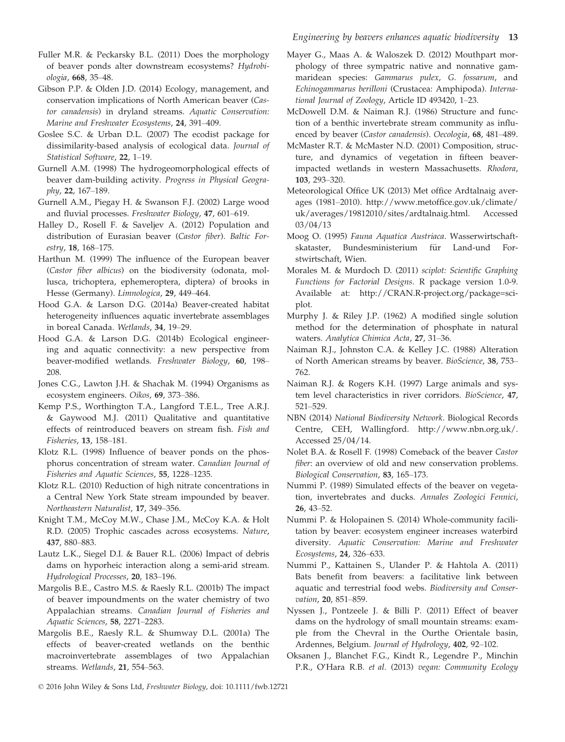Fuller M.R. & Peckarsky B.L. (2011) Does the morphology of beaver ponds alter downstream ecosystems? *Hydrobiologia*, **668**, 35–48.

Gibson P.P. & Olden J.D. (2014) Ecology, management, and conservation implications of North American beaver (*Castor canadensis*) in dryland streams. *Aquatic Conservation: Marine and Freshwater Ecosystems*, **24**, 391–409.

Goslee S.C. & Urban D.L. (2007) The ecodist package for dissimilarity-based analysis of ecological data. *Journal of Statistical Software*, **22**, 1–19.

Gurnell A.M. (1998) The hydrogeomorphological effects of beaver dam-building activity. *Progress in Physical Geography*, **22**, 167–189.

Gurnell A.M., Piegay H. & Swanson F.J. (2002) Large wood and fluvial processes. *Freshwater Biology*, **47**, 601–619.

Halley D., Rosell F. & Saveljev A. (2012) Population and distribution of Eurasian beaver (*Castor fiber*). *Baltic Forestry*, **18**, 168–175.

Harthun M. (1999) The influence of the European beaver (*Castor fiber albicus*) on the biodiversity (odonata, mollusca, trichoptera, ephemeroptera, diptera) of brooks in Hesse (Germany). *Limnologica*, **29**, 449–464.

Hood G.A. & Larson D.G. (2014a) Beaver-created habitat heterogeneity influences aquatic invertebrate assemblages in boreal Canada. *Wetlands*, **34**, 19–29.

Hood G.A. & Larson D.G. (2014b) Ecological engineering and aquatic connectivity: a new perspective from beaver-modified wetlands. *Freshwater Biology*, **60**, 198–208.

Jones C.G., Lawton J.H. & Shachak M. (1994) Organisms as ecosystem engineers. *Oikos*, **69**, 373–386.

Kemp P.S., Worthington T.A., Langford T.E.L., Tree A.R.J. & Gaywood M.J. (2011) Qualitative and quantitative effects of reintroduced beavers on stream fish. *Fish and Fisheries*, **13**, 158–181.

Klotz R.L. (1998) Influence of beaver ponds on the phosphorus concentration of stream water. *Canadian Journal of Fisheries and Aquatic Sciences*, **55**, 1228–1235.

Klotz R.L. (2010) Reduction of high nitrate concentrations in a Central New York State stream impounded by beaver. *Northeastern Naturalist*, **17**, 349–356.

Knight T.M., McCoy M.W., Chase J.M., McCoy K.A. & Holt R.D. (2005) Trophic cascades across ecosystems. *Nature*, **437**, 880–883.

Lautz L.K., Siegel D.I. & Bauer R.L. (2006) Impact of debris dams on hyporheic interaction along a semi-arid stream. *Hydrological Processes*, **20**, 183–196.

Margolis B.E., Castro M.S. & Raesly R.L. (2001b) The impact of beaver impoundments on the water chemistry of two Appalachian streams. *Canadian Journal of Fisheries and Aquatic Sciences*, **58**, 2271–2283.

Margolis B.E., Raesly R.L. & Shumway D.L. (2001a) The effects of beaver-created wetlands on the benthic macroinvertebrate assemblages of two Appalachian streams. *Wetlands*, **21**, 554–563.

Mayer G., Maas A. & Waloszek D. (2012) Mouthpart morphology of three sympatric native and nonnative gammaridean species: *Gammarus pulex*, *G. fossarum*, and *Echinogammarus berilloni* (Crustacea: Amphipoda). *International Journal of Zoology*, Article ID 493420, 1–23.

McDowell D.M. & Naiman R.J. (1986) Structure and function of a benthic invertebrate stream community as influenced by beaver (*Castor canadensis*). *Oecologia*, **68**, 481–489.

McMaster R.T. & McMaster N.D. (2001) Composition, structure, and dynamics of vegetation in fifteen beaver-impacted wetlands in western Massachusetts. *Rhodora*, **103**, 293–320.

Meteorological Office UK (2013) Met office Ardtalnaig averages (1981–2010). http://www.metoffice.gov.uk/climate/uk/averages/19812010/sites/ardtalnaig.html. Accessed 03/04/13

Moog O. (1995) *Fauna Aquatica Austriaca*. Wasserwirtschaftskataster, Bundesministerium für Land-und Forstwirtschaft, Wien.

Morales M. & Murdoch D. (2011) *sciplot: Scientific Graphing Functions for Factorial Designs*. R package version 1.0-9. Available at: http://CRAN.R-project.org/package=sciplot.

Murphy J. & Riley J.P. (1962) A modified single solution method for the determination of phosphate in natural waters. *Analytica Chimica Acta*, **27**, 31–36.

Naiman R.J., Johnston C.A. & Kelley J.C. (1988) Alteration of North American streams by beaver. *BioScience*, **38**, 753–762.

Naiman R.J. & Rogers K.H. (1997) Large animals and system level characteristics in river corridors. *BioScience*, **47**, 521–529.

NBN (2014) *National Biodiversity Network*. Biological Records Centre, CEH, Wallingford. http://www.nbn.org.uk/. Accessed 25/04/14.

Nolet B.A. & Rosell F. (1998) Comeback of the beaver *Castor fiber*: an overview of old and new conservation problems. *Biological Conservation*, **83**, 165–173.

Nummi P. (1989) Simulated effects of the beaver on vegetation, invertebrates and ducks. *Annales Zoologici Fennici*, **26**, 43–52.

Nummi P. & Holopainen S. (2014) Whole-community facilitation by beaver: ecosystem engineer increases waterbird diversity. *Aquatic Conservation: Marine and Freshwater Ecosystems*, **24**, 326–633.

Nummi P., Kattainen S., Ulander P. & Hahtola A. (2011) Bats benefit from beavers: a facilitative link between aquatic and terrestrial food webs. *Biodiversity and Conservation*, **20**, 851–859.

Nyssen J., Pontzeele J. & Billi P. (2011) Effect of beaver dams on the hydrology of small mountain streams: example from the Chevral in the Ourthe Orientale basin, Ardennes, Belgium. *Journal of Hydrology*, **402**, 92–102.

Oksanen J., Blanchet F.G., Kindt R., Legendre P., Minchin P.R., O'Hara R.B. *et al*. (2013) *vegan: Community Ecology*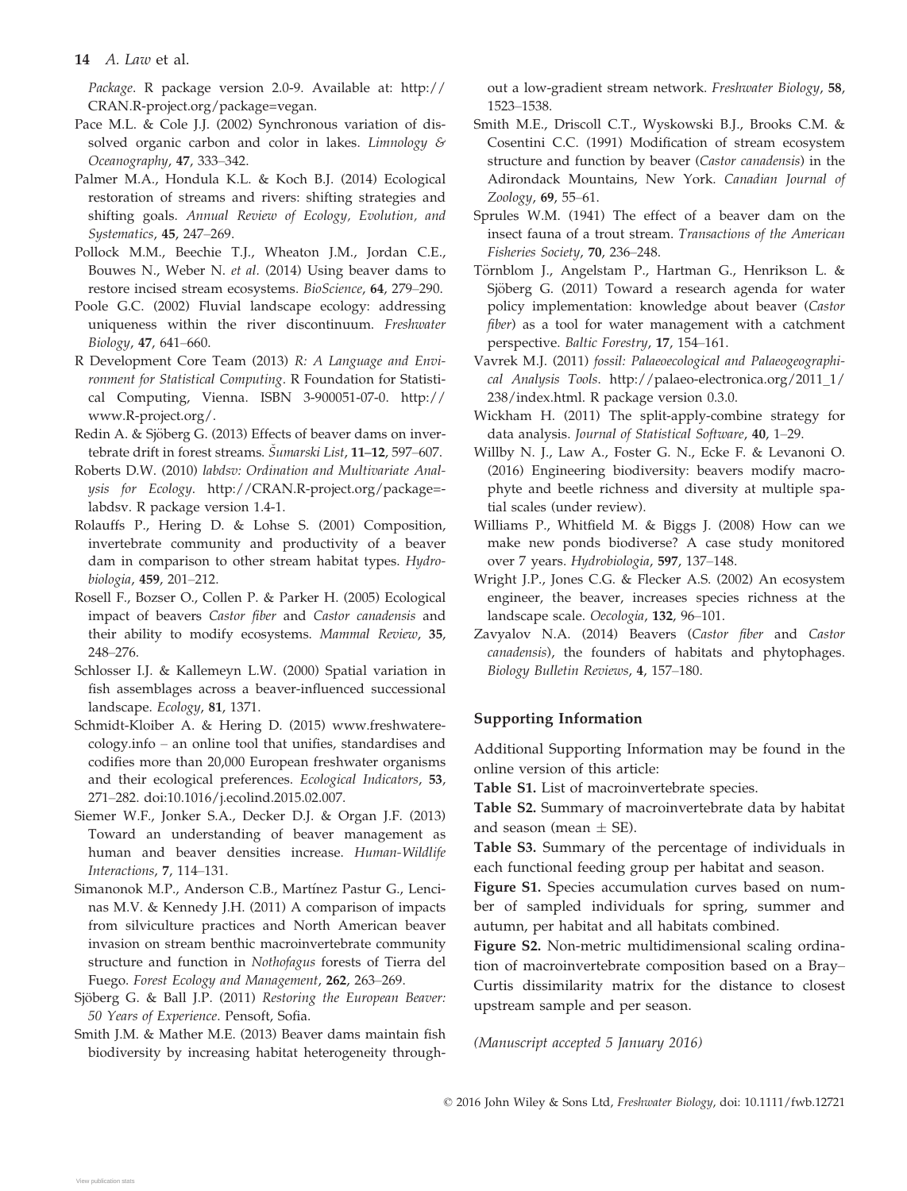Package. R package version 2.0-9. Available at: http://CRAN.R-project.org/package=vegan.

Pace M.L. & Cole J.J. (2002) Synchronous variation of dissolved organic carbon and color in lakes. *Limnology & Oceanography*, **47**, 333–342.

Palmer M.A., Hondula K.L. & Koch B.J. (2014) Ecological restoration of streams and rivers: shifting strategies and shifting goals. *Annual Review of Ecology, Evolution, and Systematics*, **45**, 247–269.

Pollock M.M., Beechie T.J., Wheaton J.M., Jordan C.E., Bouwes N., Weber N. *et al.* (2014) Using beaver dams to restore incised stream ecosystems. *BioScience*, **64**, 279–290.

Poole G.C. (2002) Fluvial landscape ecology: addressing uniqueness within the river discontinuum. *Freshwater Biology*, **47**, 641–660.

R Development Core Team (2013) *R: A Language and Environment for Statistical Computing*. R Foundation for Statistical Computing, Vienna. ISBN 3-900051-07-0. http://www.R-project.org/.

Redin A. & Sjöberg G. (2013) Effects of beaver dams on invertebrate drift in forest streams. *Šumarski List*, **11–12**, 597–607.

Roberts D.W. (2010) *labdsv: Ordination and Multivariate Analysis for Ecology*. http://CRAN.R-project.org/package=labdsv. R package version 1.4-1.

Rolauffs P., Hering D. & Lohse S. (2001) Composition, invertebrate community and productivity of a beaver dam in comparison to other stream habitat types. *Hydrobiologia*, **459**, 201–212.

Rosell F., Bozser O., Collen P. & Parker H. (2005) Ecological impact of beavers *Castor fiber* and *Castor canadensis* and their ability to modify ecosystems. *Mammal Review*, **35**, 248–276.

Schlosser I.J. & Kallemeyn L.W. (2000) Spatial variation in fish assemblages across a beaver-influenced successional landscape. *Ecology*, **81**, 1371.

Schmidt-Kloiber A. & Hering D. (2015) www.freshwaterecology.info – an online tool that unifies, standardises and codifies more than 20,000 European freshwater organisms and their ecological preferences. *Ecological Indicators*, **53**, 271–282. doi:10.1016/j.ecolind.2015.02.007.

Siemer W.F., Jonker S.A., Decker D.J. & Organ J.F. (2013) Toward an understanding of beaver management as human and beaver densities increase. *Human-Wildlife Interactions*, **7**, 114–131.

Simanonok M.P., Anderson C.B., Martínez Pastur G., Lencinas M.V. & Kennedy J.H. (2011) A comparison of impacts from silviculture practices and North American beaver invasion on stream benthic macroinvertebrate community structure and function in *Nothofagus* forests of Tierra del Fuego. *Forest Ecology and Management*, **262**, 263–269.

Sjöberg G. & Ball J.P. (2011) *Restoring the European Beaver: 50 Years of Experience*. Pensoft, Sofia.

Smith J.M. & Mather M.E. (2013) Beaver dams maintain fish biodiversity by increasing habitat heterogeneity throughout a low-gradient stream network. *Freshwater Biology*, **58**, 1523–1538.

Smith M.E., Driscoll C.T., Wyskowski B.J., Brooks C.M. & Cosentini C.C. (1991) Modification of stream ecosystem structure and function by beaver (*Castor canadensis*) in the Adirondack Mountains, New York. *Canadian Journal of Zoology*, **69**, 55–61.

Sprules W.M. (1941) The effect of a beaver dam on the insect fauna of a trout stream. *Transactions of the American Fisheries Society*, **70**, 236–248.

Törnblom J., Angelstam P., Hartman G., Henrikson L. & Sjöberg G. (2011) Toward a research agenda for water policy implementation: knowledge about beaver (*Castor fiber*) as a tool for water management with a catchment perspective. *Baltic Forestry*, **17**, 154–161.

Vavrek M.J. (2011) *fossil: Palaeoecological and Palaeogeographical Analysis Tools*. http://palaeo-electronica.org/2011_1/238/index.html. R package version 0.3.0.

Wickham H. (2011) The split-apply-combine strategy for data analysis. *Journal of Statistical Software*, **40**, 1–29.

Willby N. J., Law A., Foster G. N., Ecke F. & Levanoni O. (2016) Engineering biodiversity: beavers modify macrophyte and beetle richness and diversity at multiple spatial scales (under review).

Williams P., Whitfield M. & Biggs J. (2008) How can we make new ponds biodiverse? A case study monitored over 7 years. *Hydrobiologia*, **597**, 137–148.

Wright J.P., Jones C.G. & Flecker A.S. (2002) An ecosystem engineer, the beaver, increases species richness at the landscape scale. *Oecologia*, **132**, 96–101.

Zavyalov N.A. (2014) Beavers (*Castor fiber* and *Castor canadensis*), the founders of habitats and phytophages. *Biology Bulletin Reviews*, **4**, 157–180.

### Supporting Information

Additional Supporting Information may be found in the online version of this article:

**Table S1.** List of macroinvertebrate species.

**Table S2.** Summary of macroinvertebrate data by habitat and season (mean ± SE).

**Table S3.** Summary of the percentage of individuals in each functional feeding group per habitat and season.

**Figure S1.** Species accumulation curves based on number of sampled individuals for spring, summer and autumn, per habitat and all habitats combined.

**Figure S2.** Non-metric multidimensional scaling ordination of macroinvertebrate composition based on a Bray–Curtis dissimilarity matrix for the distance to closest upstream sample and per season.

*(Manuscript accepted 5 January 2016)*